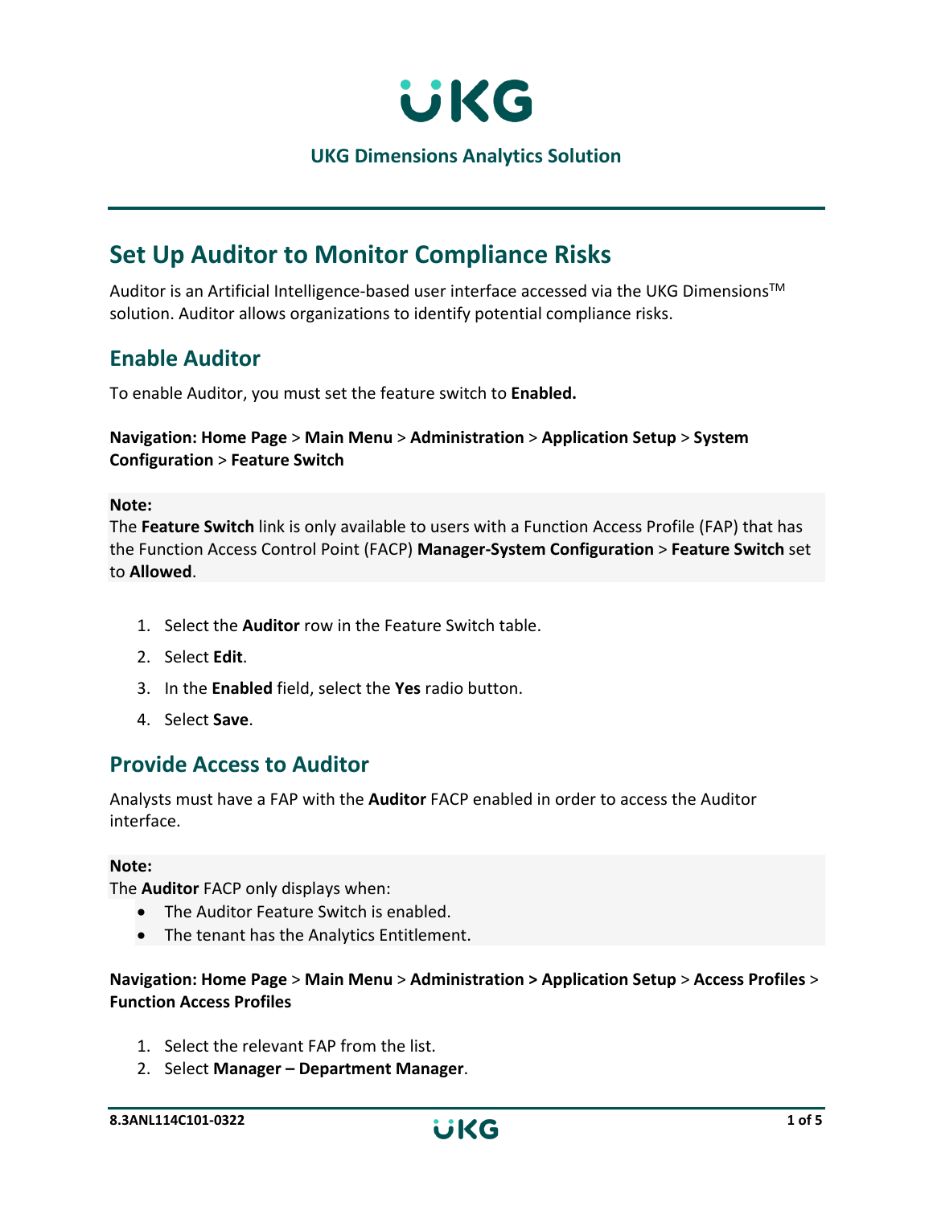UKG

UKG Dimensions Analytics Solution

# Set Up Auditor to Monitor Compliance Risks

Auditor is an Artificial Intelligence-based user interface accessed via the UKG Dimensions™ solution. Auditor allows organizations to identify potential compliance risks.

## Enable Auditor

To enable Auditor, you must set the feature switch to **Enabled.**

**Navigation: Home Page** > **Main Menu** > **Administration** > **Application Setup** > **System Configuration** > **Feature Switch**

**Note:**
The **Feature Switch** link is only available to users with a Function Access Profile (FAP) that has the Function Access Control Point (FACP) **Manager-System Configuration** > **Feature Switch** set to **Allowed**.

1. Select the **Auditor** row in the Feature Switch table.
2. Select **Edit**.
3. In the **Enabled** field, select the **Yes** radio button.
4. Select **Save**.

## Provide Access to Auditor

Analysts must have a FAP with the **Auditor** FACP enabled in order to access the Auditor interface.

**Note:**
The **Auditor** FACP only displays when:

- The Auditor Feature Switch is enabled.
- The tenant has the Analytics Entitlement.

**Navigation: Home Page** > **Main Menu** > **Administration > Application Setup** > **Access Profiles** > **Function Access Profiles**

1. Select the relevant FAP from the list.
2. Select **Manager – Department Manager**.

8.3ANL114C101-0322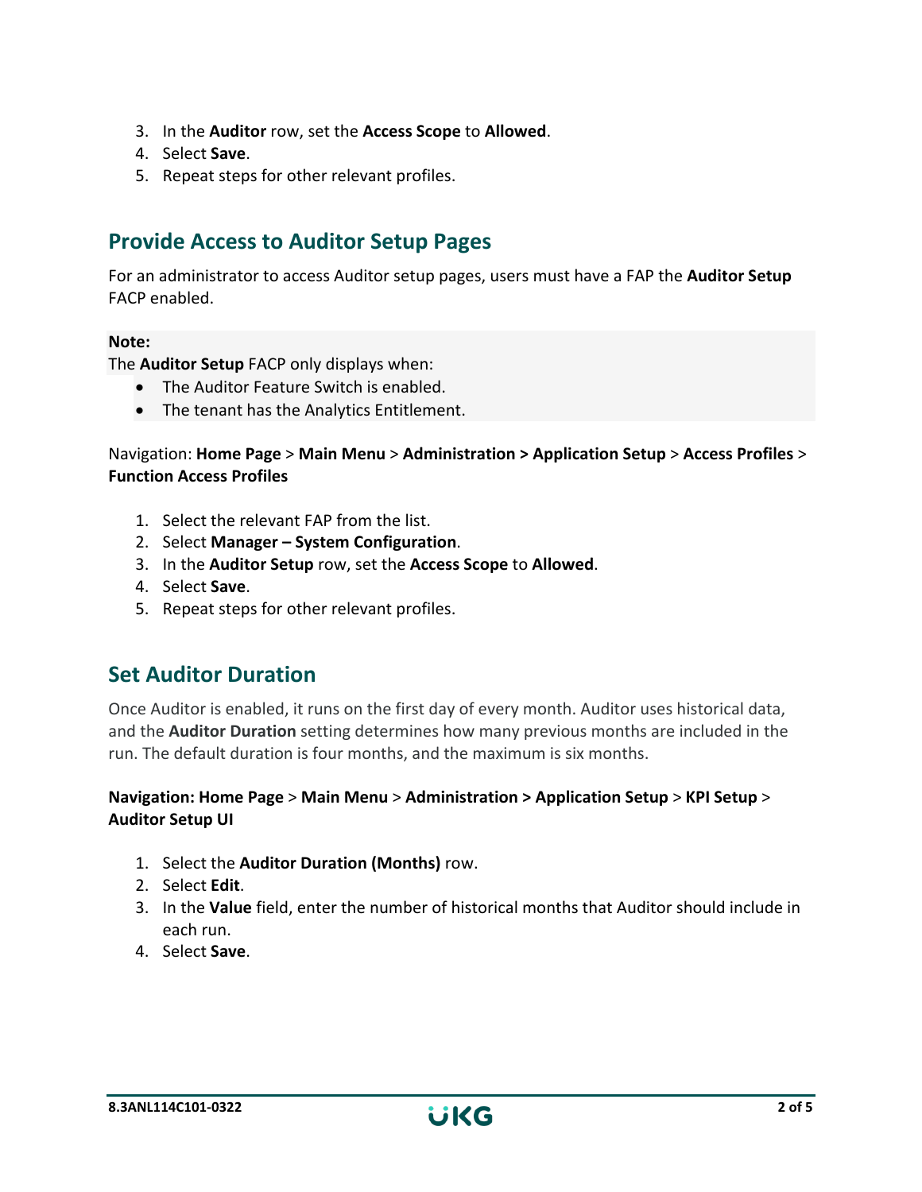3. In the **Auditor** row, set the **Access Scope** to **Allowed**.
4. Select **Save**.
5. Repeat steps for other relevant profiles.

## Provide Access to Auditor Setup Pages

For an administrator to access Auditor setup pages, users must have a FAP the **Auditor Setup** FACP enabled.

**Note:**
The **Auditor Setup** FACP only displays when:

- The Auditor Feature Switch is enabled.
- The tenant has the Analytics Entitlement.

Navigation: **Home Page** > **Main Menu** > **Administration > Application Setup** > **Access Profiles** > **Function Access Profiles**

1. Select the relevant FAP from the list.
2. Select **Manager – System Configuration**.
3. In the **Auditor Setup** row, set the **Access Scope** to **Allowed**.
4. Select **Save**.
5. Repeat steps for other relevant profiles.

## Set Auditor Duration

Once Auditor is enabled, it runs on the first day of every month. Auditor uses historical data, and the **Auditor Duration** setting determines how many previous months are included in the run. The default duration is four months, and the maximum is six months.

**Navigation: Home Page** > **Main Menu** > **Administration > Application Setup** > **KPI Setup** > **Auditor Setup UI**

1. Select the **Auditor Duration (Months)** row.
2. Select **Edit**.
3. In the **Value** field, enter the number of historical months that Auditor should include in each run.
4. Select **Save**.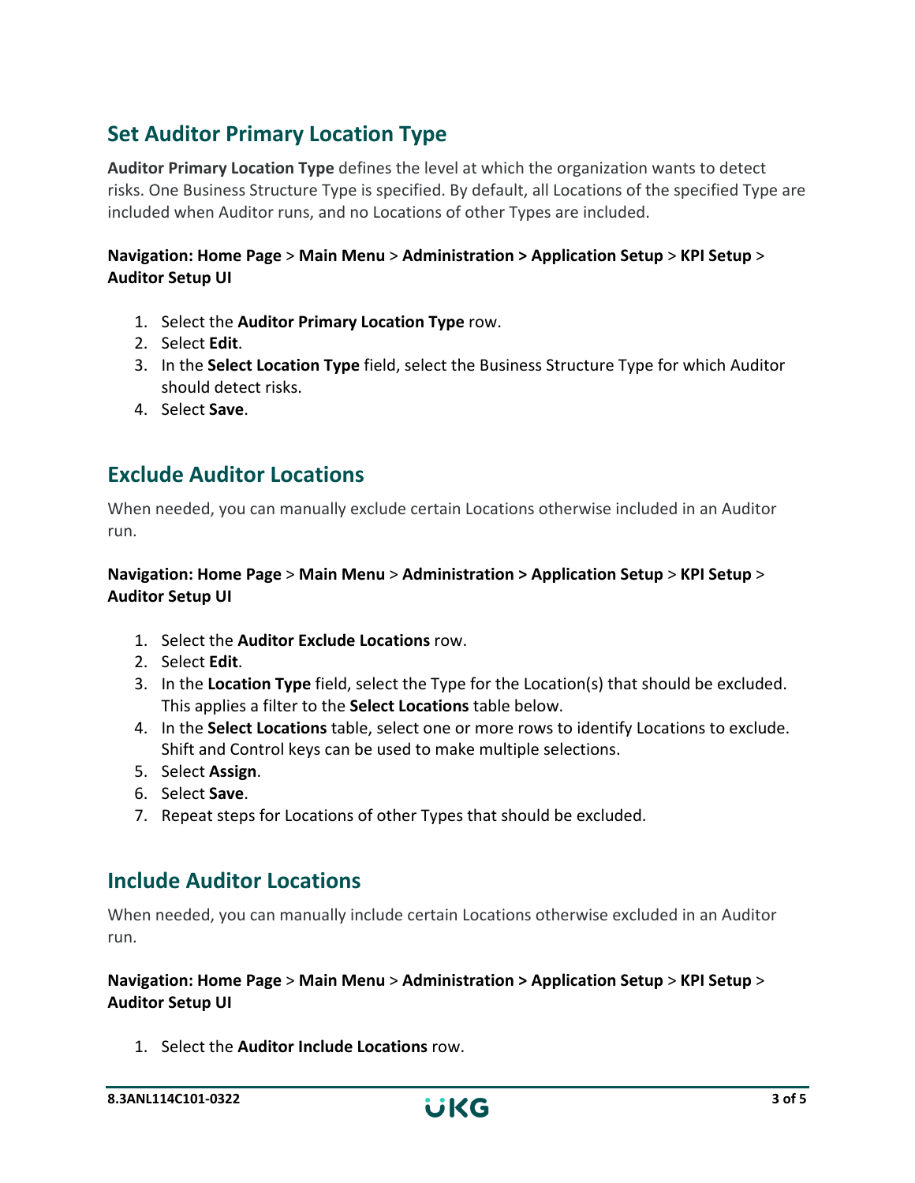## Set Auditor Primary Location Type

**Auditor Primary Location Type** defines the level at which the organization wants to detect risks. One Business Structure Type is specified. By default, all Locations of the specified Type are included when Auditor runs, and no Locations of other Types are included.

**Navigation: Home Page** > **Main Menu** > **Administration > Application Setup** > **KPI Setup** > **Auditor Setup UI**

1. Select the **Auditor Primary Location Type** row.
2. Select **Edit**.
3. In the **Select Location Type** field, select the Business Structure Type for which Auditor should detect risks.
4. Select **Save**.

## Exclude Auditor Locations

When needed, you can manually exclude certain Locations otherwise included in an Auditor run.

**Navigation: Home Page** > **Main Menu** > **Administration > Application Setup** > **KPI Setup** > **Auditor Setup UI**

1. Select the **Auditor Exclude Locations** row.
2. Select **Edit**.
3. In the **Location Type** field, select the Type for the Location(s) that should be excluded. This applies a filter to the **Select Locations** table below.
4. In the **Select Locations** table, select one or more rows to identify Locations to exclude. Shift and Control keys can be used to make multiple selections.
5. Select **Assign**.
6. Select **Save**.
7. Repeat steps for Locations of other Types that should be excluded.

## Include Auditor Locations

When needed, you can manually include certain Locations otherwise excluded in an Auditor run.

**Navigation: Home Page** > **Main Menu** > **Administration > Application Setup** > **KPI Setup** > **Auditor Setup UI**

1. Select the **Auditor Include Locations** row.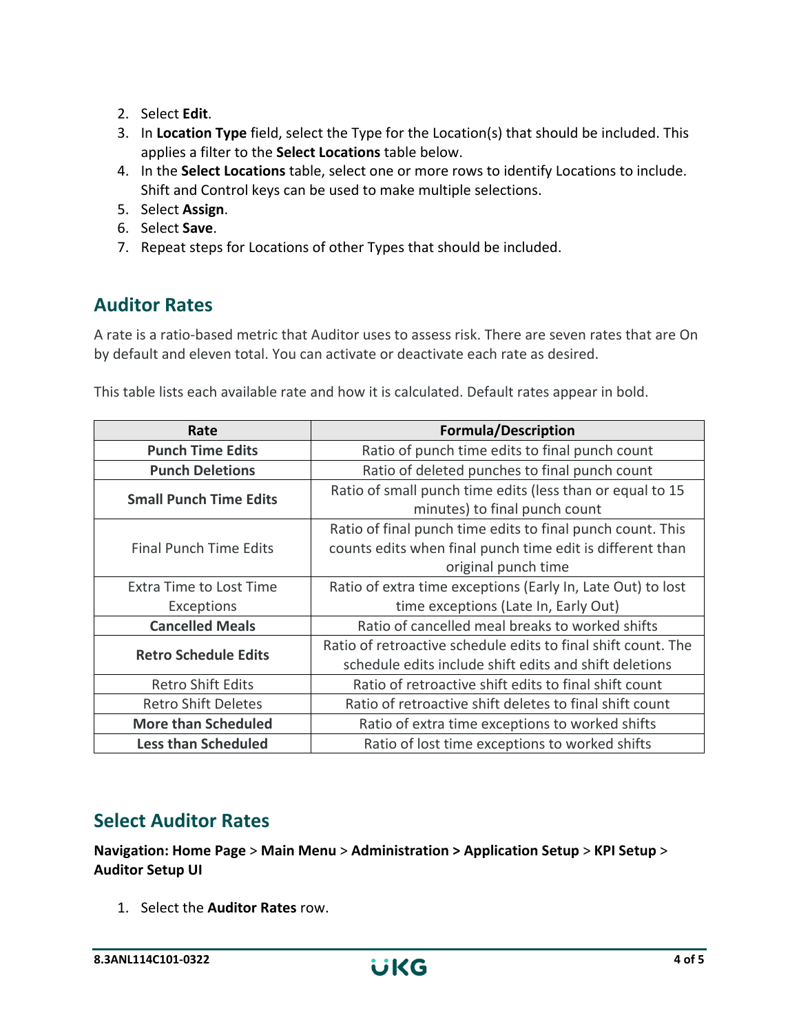2. Select **Edit**.
3. In **Location Type** field, select the Type for the Location(s) that should be included. This applies a filter to the **Select Locations** table below.
4. In the **Select Locations** table, select one or more rows to identify Locations to include. Shift and Control keys can be used to make multiple selections.
5. Select **Assign**.
6. Select **Save**.
7. Repeat steps for Locations of other Types that should be included.

## Auditor Rates

A rate is a ratio-based metric that Auditor uses to assess risk. There are seven rates that are On by default and eleven total. You can activate or deactivate each rate as desired.

This table lists each available rate and how it is calculated. Default rates appear in bold.

| Rate | Formula/Description |
| --- | --- |
| **Punch Time Edits** | Ratio of punch time edits to final punch count |
| **Punch Deletions** | Ratio of deleted punches to final punch count |
| **Small Punch Time Edits** | Ratio of small punch time edits (less than or equal to 15 minutes) to final punch count |
| Final Punch Time Edits | Ratio of final punch time edits to final punch count. This counts edits when final punch time edit is different than original punch time |
| Extra Time to Lost Time Exceptions | Ratio of extra time exceptions (Early In, Late Out) to lost time exceptions (Late In, Early Out) |
| **Cancelled Meals** | Ratio of cancelled meal breaks to worked shifts |
| **Retro Schedule Edits** | Ratio of retroactive schedule edits to final shift count. The schedule edits include shift edits and shift deletions |
| Retro Shift Edits | Ratio of retroactive shift edits to final shift count |
| Retro Shift Deletes | Ratio of retroactive shift deletes to final shift count |
| **More than Scheduled** | Ratio of extra time exceptions to worked shifts |
| **Less than Scheduled** | Ratio of lost time exceptions to worked shifts |

## Select Auditor Rates

**Navigation: Home Page** > **Main Menu** > **Administration > Application Setup** > **KPI Setup** > **Auditor Setup UI**

1. Select the **Auditor Rates** row.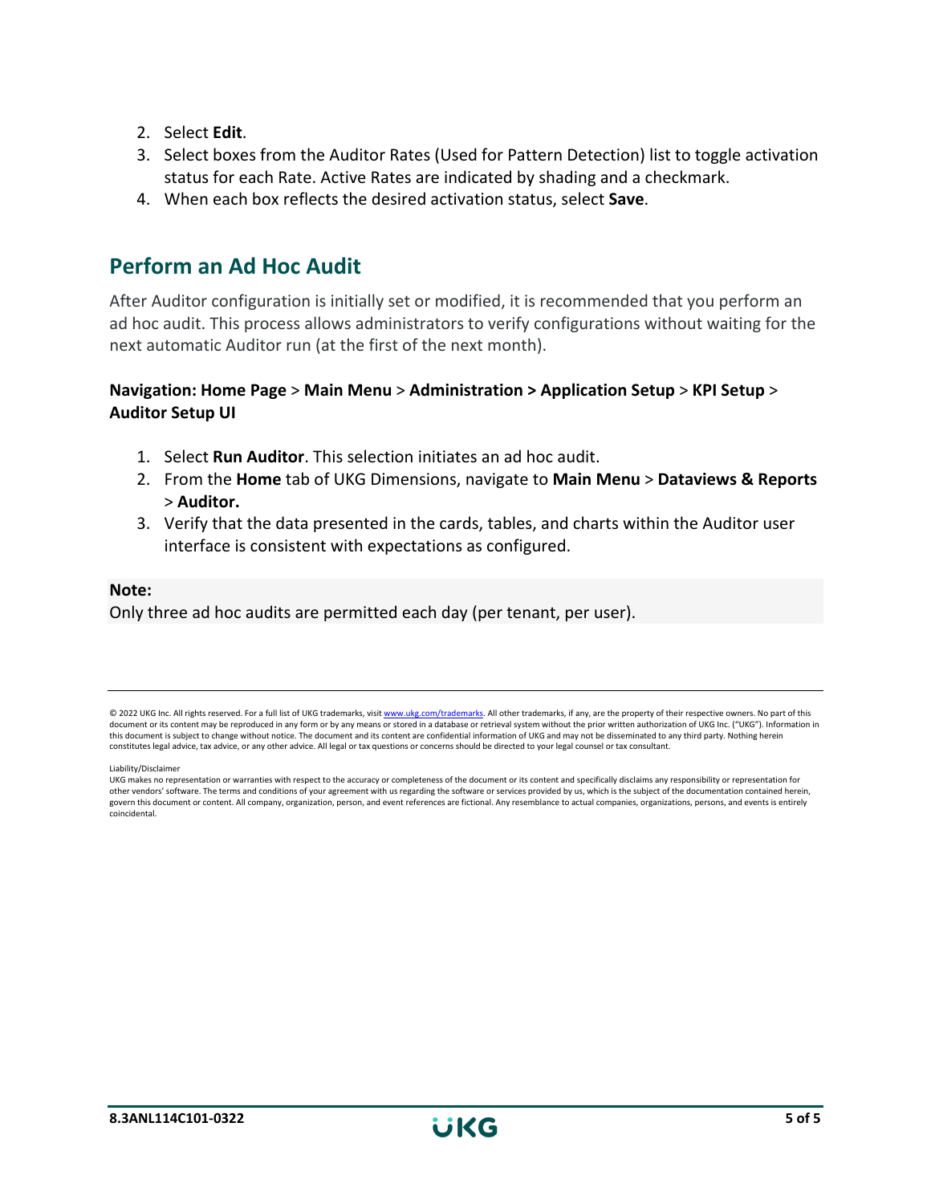2. Select **Edit**.
3. Select boxes from the Auditor Rates (Used for Pattern Detection) list to toggle activation status for each Rate. Active Rates are indicated by shading and a checkmark.
4. When each box reflects the desired activation status, select **Save**.

## Perform an Ad Hoc Audit

After Auditor configuration is initially set or modified, it is recommended that you perform an ad hoc audit. This process allows administrators to verify configurations without waiting for the next automatic Auditor run (at the first of the next month).

**Navigation: Home Page** > **Main Menu** > **Administration > Application Setup** > **KPI Setup** > **Auditor Setup UI**

1. Select **Run Auditor**. This selection initiates an ad hoc audit.
2. From the **Home** tab of UKG Dimensions, navigate to **Main Menu** > **Dataviews & Reports** > **Auditor.**
3. Verify that the data presented in the cards, tables, and charts within the Auditor user interface is consistent with expectations as configured.

**Note:**
Only three ad hoc audits are permitted each day (per tenant, per user).

© 2022 UKG Inc. All rights reserved. For a full list of UKG trademarks, visit www.ukg.com/trademarks. All other trademarks, if any, are the property of their respective owners. No part of this document or its content may be reproduced in any form or by any means or stored in a database or retrieval system without the prior written authorization of UKG Inc. ("UKG"). Information in this document is subject to change without notice. The document and its content are confidential information of UKG and may not be disseminated to any third party. Nothing herein constitutes legal advice, tax advice, or any other advice. All legal or tax questions or concerns should be directed to your legal counsel or tax consultant.

Liability/Disclaimer
UKG makes no representation or warranties with respect to the accuracy or completeness of the document or its content and specifically disclaims any responsibility or representation for other vendors' software. The terms and conditions of your agreement with us regarding the software or services provided by us, which is the subject of the documentation contained herein, govern this document or content. All company, organization, person, and event references are fictional. Any resemblance to actual companies, organizations, persons, and events is entirely coincidental.

8.3ANL114C101-0322